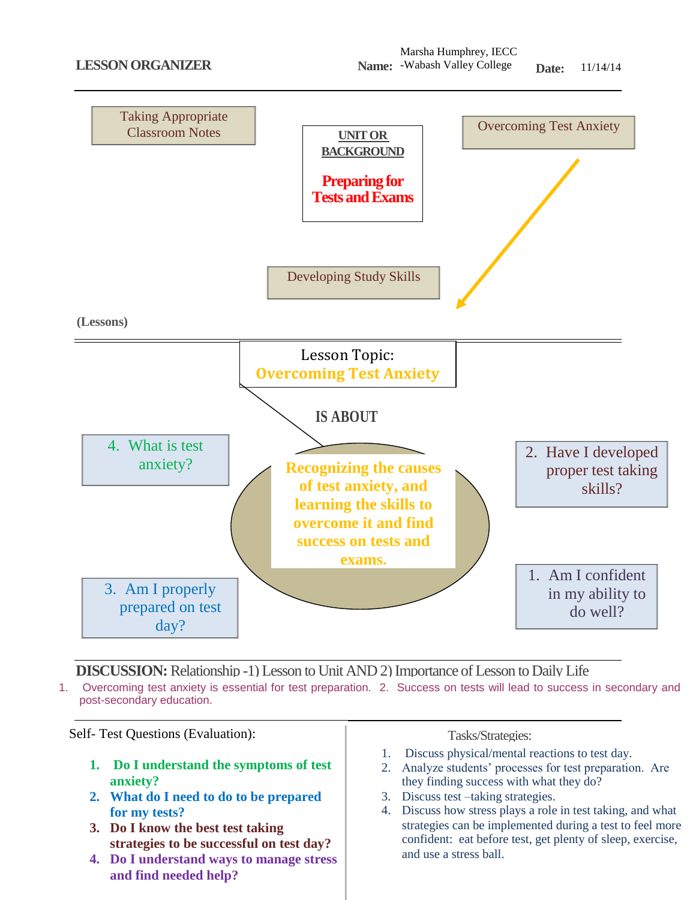**LESSON ORGANIZER**

**Name:** Marsha Humphrey, IECC -Wabash Valley College **Date:** 11/14/14

Taking Appropriate Classroom Notes

**UNIT OR BACKGROUND**

**Preparing for Tests and Exams**

Overcoming Test Anxiety

Developing Study Skills

**(Lessons)**

Lesson Topic:
**Overcoming Test Anxiety**

**IS ABOUT**

**Recognizing the causes of test anxiety, and learning the skills to overcome it and find success on tests and exams.**

1. Am I confident in my ability to do well?
2. Have I developed proper test taking skills?
3. Am I properly prepared on test day?
4. What is test anxiety?

**DISCUSSION:** Relationship -1) Lesson to Unit AND 2) Importance of Lesson to Daily Life

1. Overcoming test anxiety is essential for test preparation. 2. Success on tests will lead to success in secondary and post-secondary education.

Self- Test Questions (Evaluation):

1. **Do I understand the symptoms of test anxiety?**
2. **What do I need to do to be prepared for my tests?**
3. **Do I know the best test taking strategies to be successful on test day?**
4. **Do I understand ways to manage stress and find needed help?**

Tasks/Strategies:

1. Discuss physical/mental reactions to test day.
2. Analyze students' processes for test preparation. Are they finding success with what they do?
3. Discuss test –taking strategies.
4. Discuss how stress plays a role in test taking, and what strategies can be implemented during a test to feel more confident: eat before test, get plenty of sleep, exercise, and use a stress ball.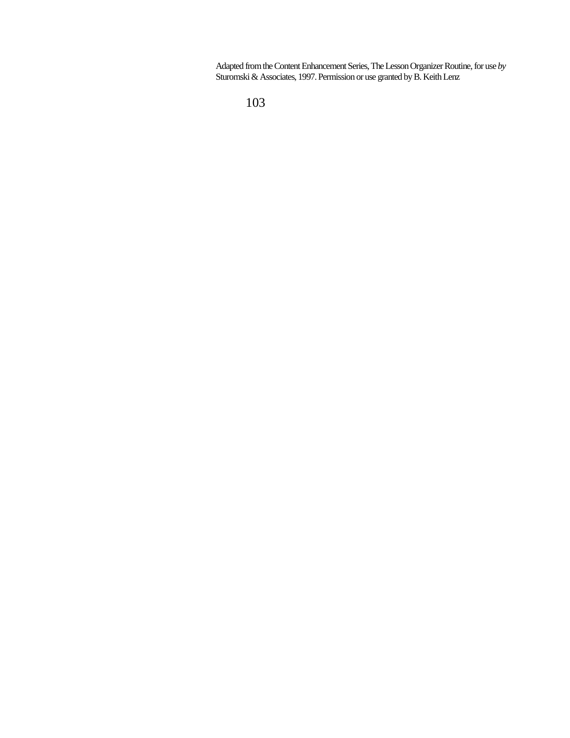Adapted from the Content Enhancement Series, The Lesson Organizer Routine, for use *by* Sturomski & Associates, 1997. Permission or use granted by B. Keith Lenz